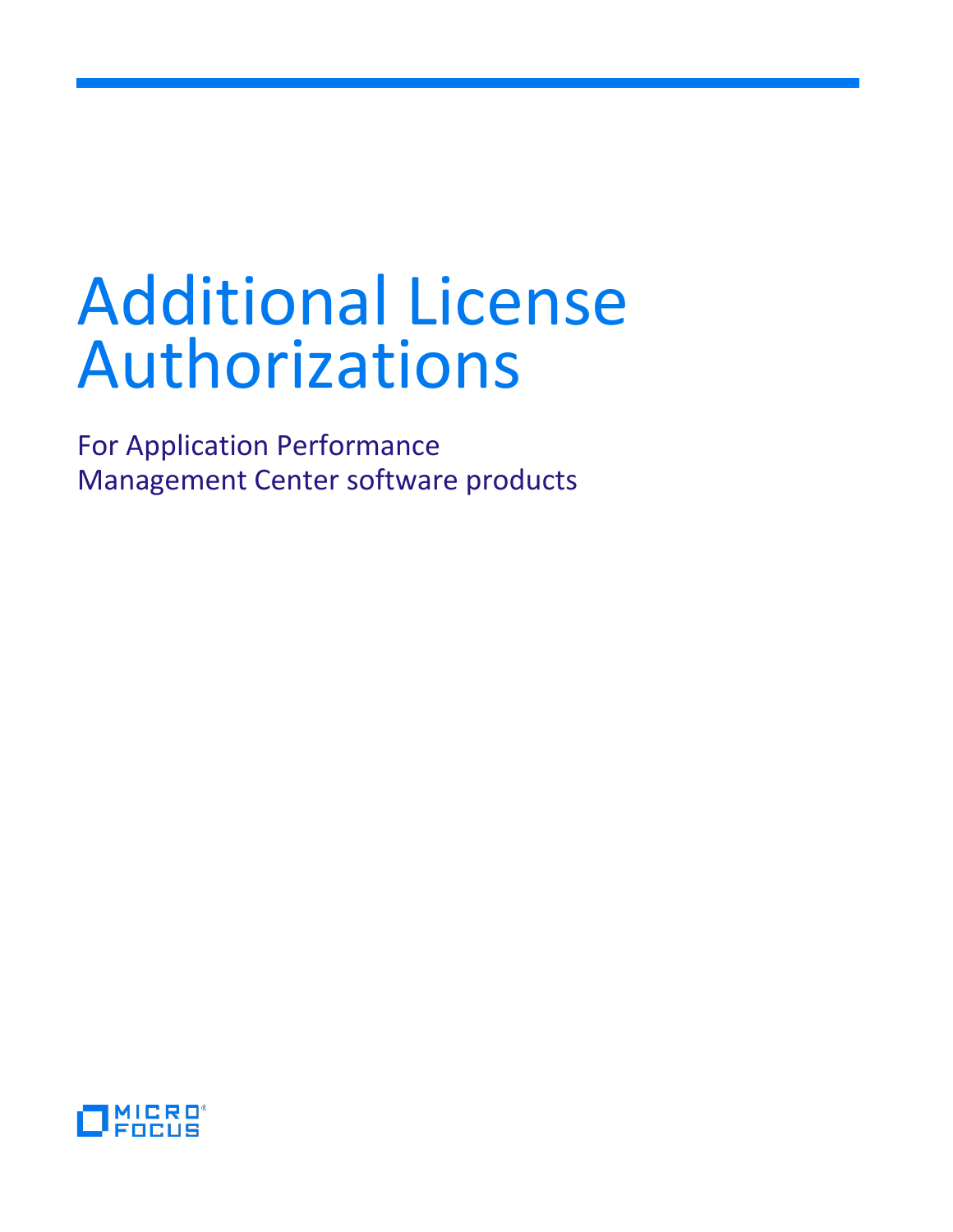# Additional License Authorizations

For Application Performance Management Center software products

MICRO FOCUS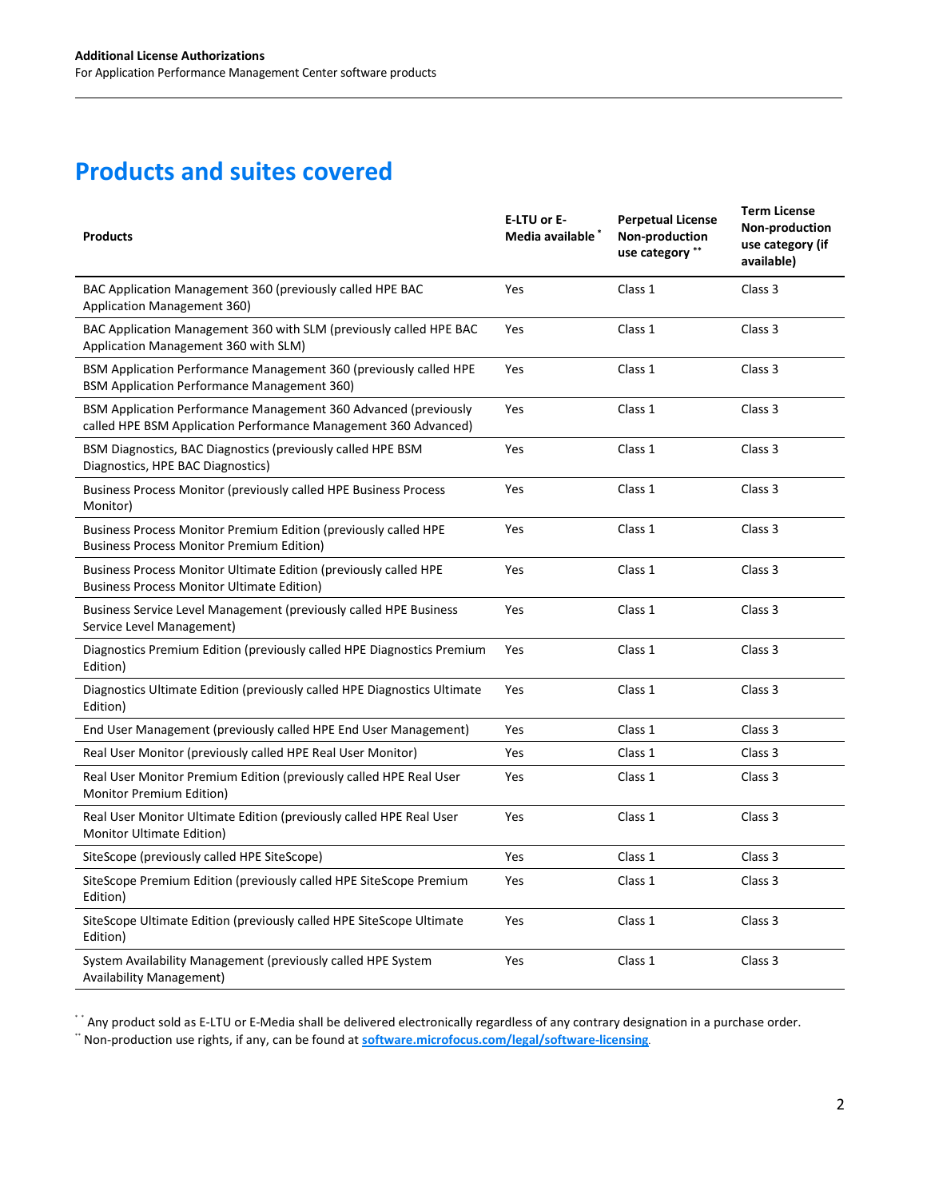## Products and suites covered

| Products | E-LTU or E-Media available * | Perpetual License Non-production use category ** | Term License Non-production use category (if available) |
|---|---|---|---|
| BAC Application Management 360 (previously called HPE BAC Application Management 360) | Yes | Class 1 | Class 3 |
| BAC Application Management 360 with SLM (previously called HPE BAC Application Management 360 with SLM) | Yes | Class 1 | Class 3 |
| BSM Application Performance Management 360 (previously called HPE BSM Application Performance Management 360) | Yes | Class 1 | Class 3 |
| BSM Application Performance Management 360 Advanced (previously called HPE BSM Application Performance Management 360 Advanced) | Yes | Class 1 | Class 3 |
| BSM Diagnostics, BAC Diagnostics (previously called HPE BSM Diagnostics, HPE BAC Diagnostics) | Yes | Class 1 | Class 3 |
| Business Process Monitor (previously called HPE Business Process Monitor) | Yes | Class 1 | Class 3 |
| Business Process Monitor Premium Edition (previously called HPE Business Process Monitor Premium Edition) | Yes | Class 1 | Class 3 |
| Business Process Monitor Ultimate Edition (previously called HPE Business Process Monitor Ultimate Edition) | Yes | Class 1 | Class 3 |
| Business Service Level Management (previously called HPE Business Service Level Management) | Yes | Class 1 | Class 3 |
| Diagnostics Premium Edition (previously called HPE Diagnostics Premium Edition) | Yes | Class 1 | Class 3 |
| Diagnostics Ultimate Edition (previously called HPE Diagnostics Ultimate Edition) | Yes | Class 1 | Class 3 |
| End User Management (previously called HPE End User Management) | Yes | Class 1 | Class 3 |
| Real User Monitor (previously called HPE Real User Monitor) | Yes | Class 1 | Class 3 |
| Real User Monitor Premium Edition (previously called HPE Real User Monitor Premium Edition) | Yes | Class 1 | Class 3 |
| Real User Monitor Ultimate Edition (previously called HPE Real User Monitor Ultimate Edition) | Yes | Class 1 | Class 3 |
| SiteScope (previously called HPE SiteScope) | Yes | Class 1 | Class 3 |
| SiteScope Premium Edition (previously called HPE SiteScope Premium Edition) | Yes | Class 1 | Class 3 |
| SiteScope Ultimate Edition (previously called HPE SiteScope Ultimate Edition) | Yes | Class 1 | Class 3 |
| System Availability Management (previously called HPE System Availability Management) | Yes | Class 1 | Class 3 |

\* Any product sold as E-LTU or E-Media shall be delivered electronically regardless of any contrary designation in a purchase order.

\** Non-production use rights, if any, can be found at **software.microfocus.com/legal/software-licensing**.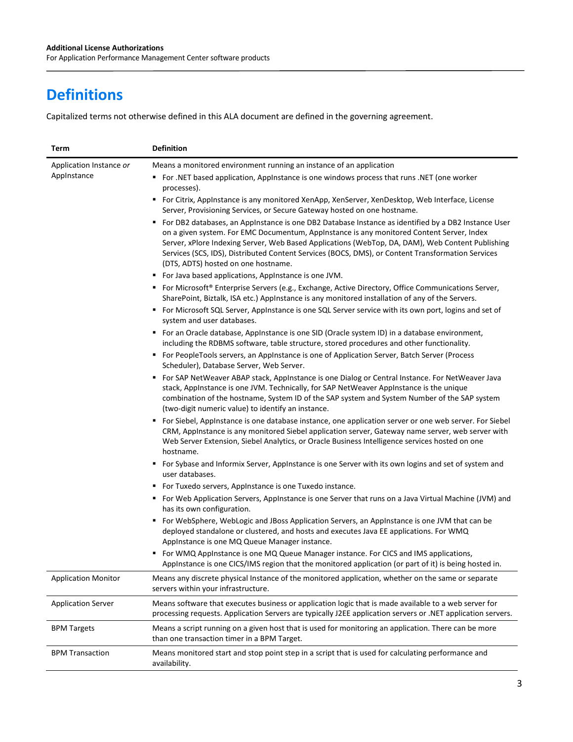# Definitions

Capitalized terms not otherwise defined in this ALA document are defined in the governing agreement.

| Term | Definition |
|---|---|
| Application Instance *or* AppInstance | Means a monitored environment running an instance of an application<br>▪ For .NET based application, AppInstance is one windows process that runs .NET (one worker processes).<br>▪ For Citrix, AppInstance is any monitored XenApp, XenServer, XenDesktop, Web Interface, License Server, Provisioning Services, or Secure Gateway hosted on one hostname.<br>▪ For DB2 databases, an AppInstance is one DB2 Database Instance as identified by a DB2 Instance User on a given system. For EMC Documentum, AppInstance is any monitored Content Server, Index Server, xPlore Indexing Server, Web Based Applications (WebTop, DA, DAM), Web Content Publishing Services (SCS, IDS), Distributed Content Services (BOCS, DMS), or Content Transformation Services (DTS, ADTS) hosted on one hostname.<br>▪ For Java based applications, AppInstance is one JVM.<br>▪ For Microsoft® Enterprise Servers (e.g., Exchange, Active Directory, Office Communications Server, SharePoint, Biztalk, ISA etc.) AppInstance is any monitored installation of any of the Servers.<br>▪ For Microsoft SQL Server, AppInstance is one SQL Server service with its own port, logins and set of system and user databases.<br>▪ For an Oracle database, AppInstance is one SID (Oracle system ID) in a database environment, including the RDBMS software, table structure, stored procedures and other functionality.<br>▪ For PeopleTools servers, an AppInstance is one of Application Server, Batch Server (Process Scheduler), Database Server, Web Server.<br>▪ For SAP NetWeaver ABAP stack, AppInstance is one Dialog or Central Instance. For NetWeaver Java stack, AppInstance is one JVM. Technically, for SAP NetWeaver AppInstance is the unique combination of the hostname, System ID of the SAP system and System Number of the SAP system (two-digit numeric value) to identify an instance.<br>▪ For Siebel, AppInstance is one database instance, one application server or one web server. For Siebel CRM, AppInstance is any monitored Siebel application server, Gateway name server, web server with Web Server Extension, Siebel Analytics, or Oracle Business Intelligence services hosted on one hostname.<br>▪ For Sybase and Informix Server, AppInstance is one Server with its own logins and set of system and user databases.<br>▪ For Tuxedo servers, AppInstance is one Tuxedo instance.<br>▪ For Web Application Servers, AppInstance is one Server that runs on a Java Virtual Machine (JVM) and has its own configuration.<br>▪ For WebSphere, WebLogic and JBoss Application Servers, an AppInstance is one JVM that can be deployed standalone or clustered, and hosts and executes Java EE applications. For WMQ AppInstance is one MQ Queue Manager instance.<br>▪ For WMQ AppInstance is one MQ Queue Manager instance. For CICS and IMS applications, AppInstance is one CICS/IMS region that the monitored application (or part of it) is being hosted in. |
| Application Monitor | Means any discrete physical Instance of the monitored application, whether on the same or separate servers within your infrastructure. |
| Application Server | Means software that executes business or application logic that is made available to a web server for processing requests. Application Servers are typically J2EE application servers or .NET application servers. |
| BPM Targets | Means a script running on a given host that is used for monitoring an application. There can be more than one transaction timer in a BPM Target. |
| BPM Transaction | Means monitored start and stop point step in a script that is used for calculating performance and availability. |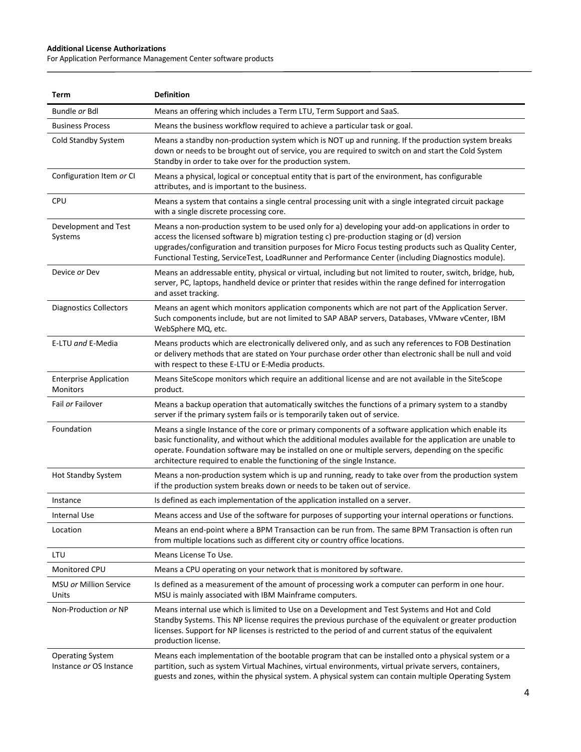| Term | Definition |
|---|---|
| Bundle *or* Bdl | Means an offering which includes a Term LTU, Term Support and SaaS. |
| Business Process | Means the business workflow required to achieve a particular task or goal. |
| Cold Standby System | Means a standby non-production system which is NOT up and running. If the production system breaks down or needs to be brought out of service, you are required to switch on and start the Cold System Standby in order to take over for the production system. |
| Configuration Item *or* CI | Means a physical, logical or conceptual entity that is part of the environment, has configurable attributes, and is important to the business. |
| CPU | Means a system that contains a single central processing unit with a single integrated circuit package with a single discrete processing core. |
| Development and Test Systems | Means a non-production system to be used only for a) developing your add-on applications in order to access the licensed software b) migration testing c) pre-production staging or (d) version upgrades/configuration and transition purposes for Micro Focus testing products such as Quality Center, Functional Testing, ServiceTest, LoadRunner and Performance Center (including Diagnostics module). |
| Device *or* Dev | Means an addressable entity, physical or virtual, including but not limited to router, switch, bridge, hub, server, PC, laptops, handheld device or printer that resides within the range defined for interrogation and asset tracking. |
| Diagnostics Collectors | Means an agent which monitors application components which are not part of the Application Server. Such components include, but are not limited to SAP ABAP servers, Databases, VMware vCenter, IBM WebSphere MQ, etc. |
| E-LTU *and* E-Media | Means products which are electronically delivered only, and as such any references to FOB Destination or delivery methods that are stated on Your purchase order other than electronic shall be null and void with respect to these E-LTU or E-Media products. |
| Enterprise Application Monitors | Means SiteScope monitors which require an additional license and are not available in the SiteScope product. |
| Fail *or* Failover | Means a backup operation that automatically switches the functions of a primary system to a standby server if the primary system fails or is temporarily taken out of service. |
| Foundation | Means a single Instance of the core or primary components of a software application which enable its basic functionality, and without which the additional modules available for the application are unable to operate. Foundation software may be installed on one or multiple servers, depending on the specific architecture required to enable the functioning of the single Instance. |
| Hot Standby System | Means a non-production system which is up and running, ready to take over from the production system if the production system breaks down or needs to be taken out of service. |
| Instance | Is defined as each implementation of the application installed on a server. |
| Internal Use | Means access and Use of the software for purposes of supporting your internal operations or functions. |
| Location | Means an end-point where a BPM Transaction can be run from. The same BPM Transaction is often run from multiple locations such as different city or country office locations. |
| LTU | Means License To Use. |
| Monitored CPU | Means a CPU operating on your network that is monitored by software. |
| MSU *or* Million Service Units | Is defined as a measurement of the amount of processing work a computer can perform in one hour. MSU is mainly associated with IBM Mainframe computers. |
| Non-Production *or* NP | Means internal use which is limited to Use on a Development and Test Systems and Hot and Cold Standby Systems. This NP license requires the previous purchase of the equivalent or greater production licenses. Support for NP licenses is restricted to the period of and current status of the equivalent production license. |
| Operating System Instance *or* OS Instance | Means each implementation of the bootable program that can be installed onto a physical system or a partition, such as system Virtual Machines, virtual environments, virtual private servers, containers, guests and zones, within the physical system. A physical system can contain multiple Operating System |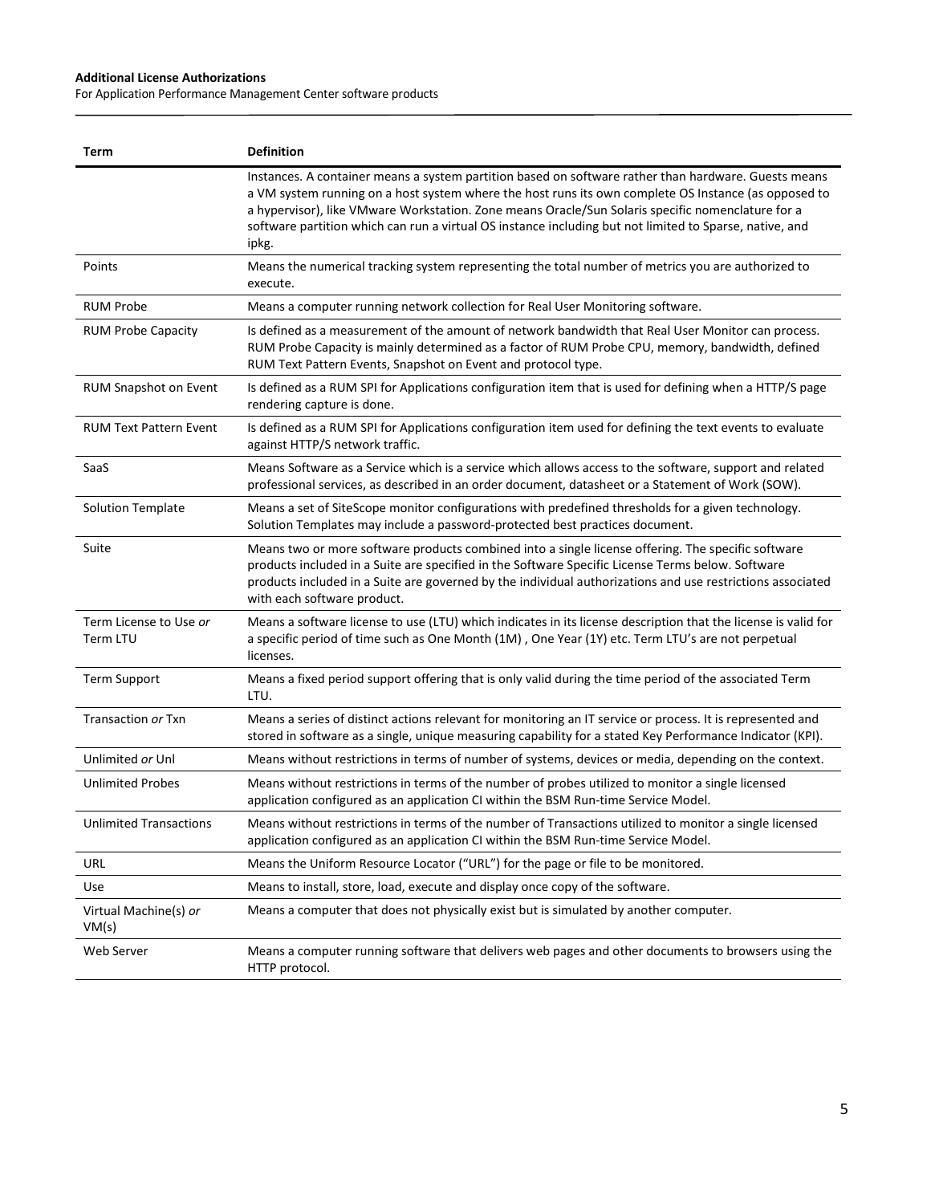| Term | Definition |
|---|---|
| | Instances. A container means a system partition based on software rather than hardware. Guests means a VM system running on a host system where the host runs its own complete OS Instance (as opposed to a hypervisor), like VMware Workstation. Zone means Oracle/Sun Solaris specific nomenclature for a software partition which can run a virtual OS instance including but not limited to Sparse, native, and ipkg. |
| Points | Means the numerical tracking system representing the total number of metrics you are authorized to execute. |
| RUM Probe | Means a computer running network collection for Real User Monitoring software. |
| RUM Probe Capacity | Is defined as a measurement of the amount of network bandwidth that Real User Monitor can process. RUM Probe Capacity is mainly determined as a factor of RUM Probe CPU, memory, bandwidth, defined RUM Text Pattern Events, Snapshot on Event and protocol type. |
| RUM Snapshot on Event | Is defined as a RUM SPI for Applications configuration item that is used for defining when a HTTP/S page rendering capture is done. |
| RUM Text Pattern Event | Is defined as a RUM SPI for Applications configuration item used for defining the text events to evaluate against HTTP/S network traffic. |
| SaaS | Means Software as a Service which is a service which allows access to the software, support and related professional services, as described in an order document, datasheet or a Statement of Work (SOW). |
| Solution Template | Means a set of SiteScope monitor configurations with predefined thresholds for a given technology. Solution Templates may include a password-protected best practices document. |
| Suite | Means two or more software products combined into a single license offering. The specific software products included in a Suite are specified in the Software Specific License Terms below. Software products included in a Suite are governed by the individual authorizations and use restrictions associated with each software product. |
| Term License to Use *or* Term LTU | Means a software license to use (LTU) which indicates in its license description that the license is valid for a specific period of time such as One Month (1M) , One Year (1Y) etc. Term LTU's are not perpetual licenses. |
| Term Support | Means a fixed period support offering that is only valid during the time period of the associated Term LTU. |
| Transaction *or* Txn | Means a series of distinct actions relevant for monitoring an IT service or process. It is represented and stored in software as a single, unique measuring capability for a stated Key Performance Indicator (KPI). |
| Unlimited *or* Unl | Means without restrictions in terms of number of systems, devices or media, depending on the context. |
| Unlimited Probes | Means without restrictions in terms of the number of probes utilized to monitor a single licensed application configured as an application CI within the BSM Run-time Service Model. |
| Unlimited Transactions | Means without restrictions in terms of the number of Transactions utilized to monitor a single licensed application configured as an application CI within the BSM Run-time Service Model. |
| URL | Means the Uniform Resource Locator ("URL") for the page or file to be monitored. |
| Use | Means to install, store, load, execute and display once copy of the software. |
| Virtual Machine(s) *or* VM(s) | Means a computer that does not physically exist but is simulated by another computer. |
| Web Server | Means a computer running software that delivers web pages and other documents to browsers using the HTTP protocol. |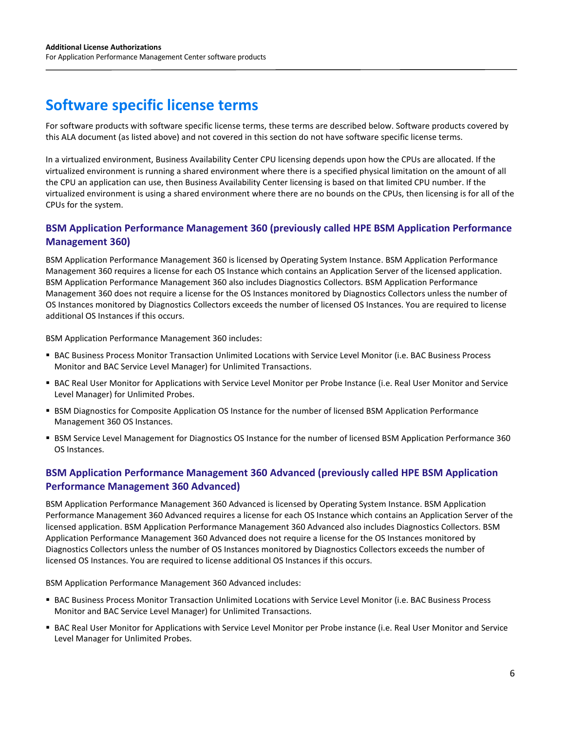# Software specific license terms

For software products with software specific license terms, these terms are described below. Software products covered by this ALA document (as listed above) and not covered in this section do not have software specific license terms.

In a virtualized environment, Business Availability Center CPU licensing depends upon how the CPUs are allocated. If the virtualized environment is running a shared environment where there is a specified physical limitation on the amount of all the CPU an application can use, then Business Availability Center licensing is based on that limited CPU number. If the virtualized environment is using a shared environment where there are no bounds on the CPUs, then licensing is for all of the CPUs for the system.

## BSM Application Performance Management 360 (previously called HPE BSM Application Performance Management 360)

BSM Application Performance Management 360 is licensed by Operating System Instance. BSM Application Performance Management 360 requires a license for each OS Instance which contains an Application Server of the licensed application. BSM Application Performance Management 360 also includes Diagnostics Collectors. BSM Application Performance Management 360 does not require a license for the OS Instances monitored by Diagnostics Collectors unless the number of OS Instances monitored by Diagnostics Collectors exceeds the number of licensed OS Instances. You are required to license additional OS Instances if this occurs.

BSM Application Performance Management 360 includes:

- BAC Business Process Monitor Transaction Unlimited Locations with Service Level Monitor (i.e. BAC Business Process Monitor and BAC Service Level Manager) for Unlimited Transactions.
- BAC Real User Monitor for Applications with Service Level Monitor per Probe Instance (i.e. Real User Monitor and Service Level Manager) for Unlimited Probes.
- BSM Diagnostics for Composite Application OS Instance for the number of licensed BSM Application Performance Management 360 OS Instances.
- BSM Service Level Management for Diagnostics OS Instance for the number of licensed BSM Application Performance 360 OS Instances.

## BSM Application Performance Management 360 Advanced (previously called HPE BSM Application Performance Management 360 Advanced)

BSM Application Performance Management 360 Advanced is licensed by Operating System Instance. BSM Application Performance Management 360 Advanced requires a license for each OS Instance which contains an Application Server of the licensed application. BSM Application Performance Management 360 Advanced also includes Diagnostics Collectors. BSM Application Performance Management 360 Advanced does not require a license for the OS Instances monitored by Diagnostics Collectors unless the number of OS Instances monitored by Diagnostics Collectors exceeds the number of licensed OS Instances. You are required to license additional OS Instances if this occurs.

BSM Application Performance Management 360 Advanced includes:

- BAC Business Process Monitor Transaction Unlimited Locations with Service Level Monitor (i.e. BAC Business Process Monitor and BAC Service Level Manager) for Unlimited Transactions.
- BAC Real User Monitor for Applications with Service Level Monitor per Probe instance (i.e. Real User Monitor and Service Level Manager for Unlimited Probes.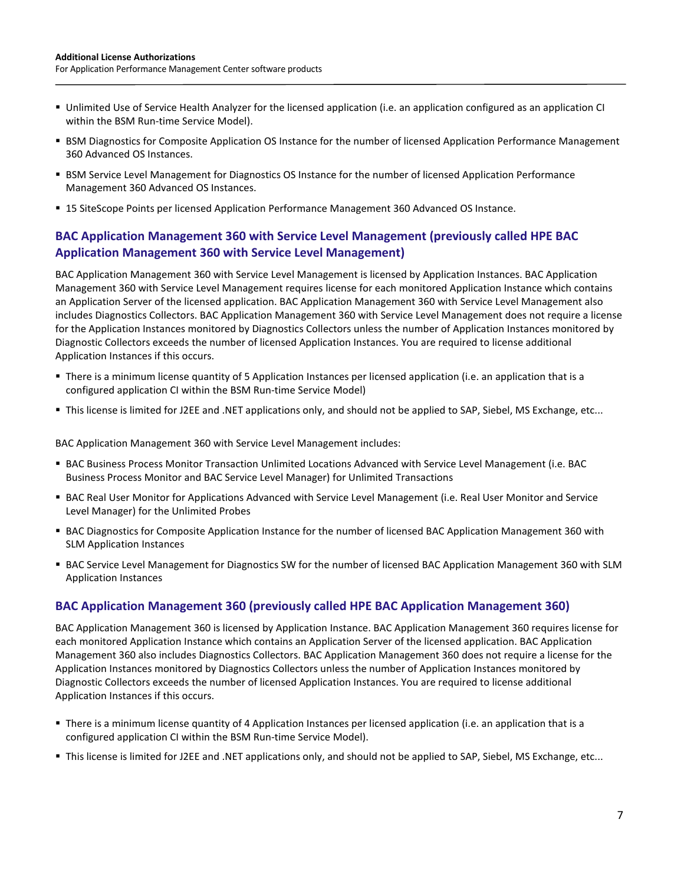- Unlimited Use of Service Health Analyzer for the licensed application (i.e. an application configured as an application CI within the BSM Run-time Service Model).
- BSM Diagnostics for Composite Application OS Instance for the number of licensed Application Performance Management 360 Advanced OS Instances.
- BSM Service Level Management for Diagnostics OS Instance for the number of licensed Application Performance Management 360 Advanced OS Instances.
- 15 SiteScope Points per licensed Application Performance Management 360 Advanced OS Instance.

### BAC Application Management 360 with Service Level Management (previously called HPE BAC Application Management 360 with Service Level Management)

BAC Application Management 360 with Service Level Management is licensed by Application Instances. BAC Application Management 360 with Service Level Management requires license for each monitored Application Instance which contains an Application Server of the licensed application. BAC Application Management 360 with Service Level Management also includes Diagnostics Collectors. BAC Application Management 360 with Service Level Management does not require a license for the Application Instances monitored by Diagnostics Collectors unless the number of Application Instances monitored by Diagnostic Collectors exceeds the number of licensed Application Instances. You are required to license additional Application Instances if this occurs.

- There is a minimum license quantity of 5 Application Instances per licensed application (i.e. an application that is a configured application CI within the BSM Run-time Service Model)
- This license is limited for J2EE and .NET applications only, and should not be applied to SAP, Siebel, MS Exchange, etc...

BAC Application Management 360 with Service Level Management includes:

- BAC Business Process Monitor Transaction Unlimited Locations Advanced with Service Level Management (i.e. BAC Business Process Monitor and BAC Service Level Manager) for Unlimited Transactions
- BAC Real User Monitor for Applications Advanced with Service Level Management (i.e. Real User Monitor and Service Level Manager) for the Unlimited Probes
- BAC Diagnostics for Composite Application Instance for the number of licensed BAC Application Management 360 with SLM Application Instances
- BAC Service Level Management for Diagnostics SW for the number of licensed BAC Application Management 360 with SLM Application Instances

### BAC Application Management 360 (previously called HPE BAC Application Management 360)

BAC Application Management 360 is licensed by Application Instance. BAC Application Management 360 requires license for each monitored Application Instance which contains an Application Server of the licensed application. BAC Application Management 360 also includes Diagnostics Collectors. BAC Application Management 360 does not require a license for the Application Instances monitored by Diagnostics Collectors unless the number of Application Instances monitored by Diagnostic Collectors exceeds the number of licensed Application Instances. You are required to license additional Application Instances if this occurs.

- There is a minimum license quantity of 4 Application Instances per licensed application (i.e. an application that is a configured application CI within the BSM Run-time Service Model).
- This license is limited for J2EE and .NET applications only, and should not be applied to SAP, Siebel, MS Exchange, etc...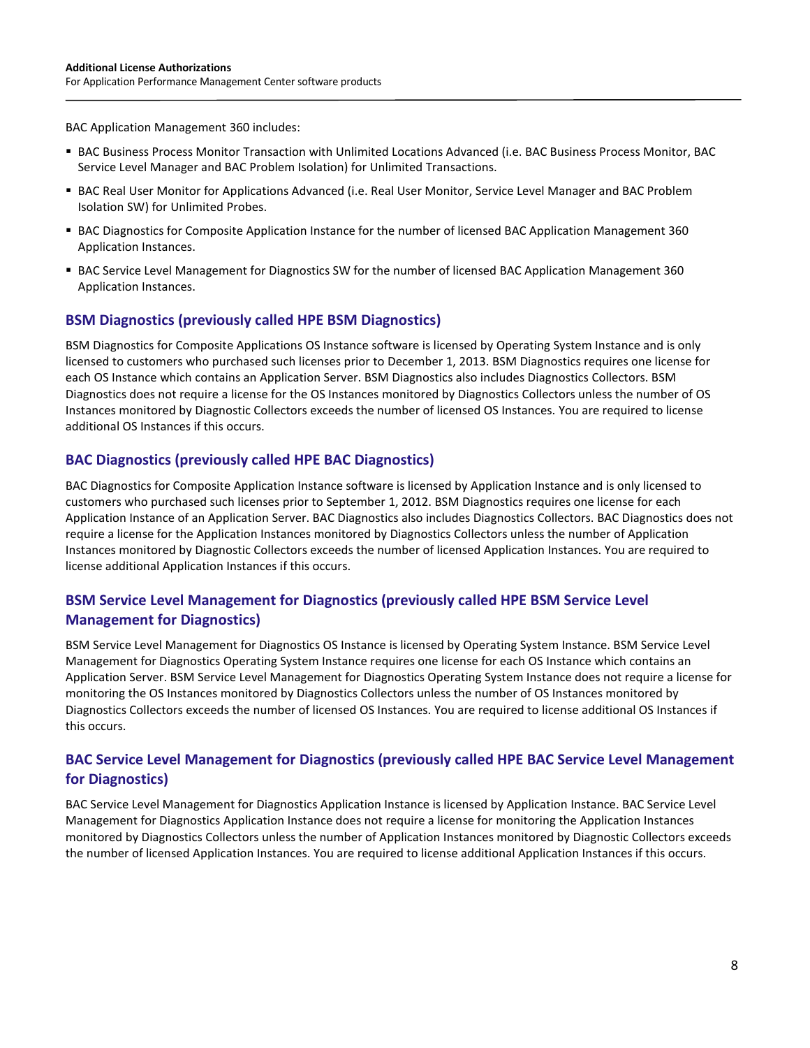BAC Application Management 360 includes:

- BAC Business Process Monitor Transaction with Unlimited Locations Advanced (i.e. BAC Business Process Monitor, BAC Service Level Manager and BAC Problem Isolation) for Unlimited Transactions.
- BAC Real User Monitor for Applications Advanced (i.e. Real User Monitor, Service Level Manager and BAC Problem Isolation SW) for Unlimited Probes.
- BAC Diagnostics for Composite Application Instance for the number of licensed BAC Application Management 360 Application Instances.
- BAC Service Level Management for Diagnostics SW for the number of licensed BAC Application Management 360 Application Instances.

### BSM Diagnostics (previously called HPE BSM Diagnostics)

BSM Diagnostics for Composite Applications OS Instance software is licensed by Operating System Instance and is only licensed to customers who purchased such licenses prior to December 1, 2013. BSM Diagnostics requires one license for each OS Instance which contains an Application Server. BSM Diagnostics also includes Diagnostics Collectors. BSM Diagnostics does not require a license for the OS Instances monitored by Diagnostics Collectors unless the number of OS Instances monitored by Diagnostic Collectors exceeds the number of licensed OS Instances. You are required to license additional OS Instances if this occurs.

### BAC Diagnostics (previously called HPE BAC Diagnostics)

BAC Diagnostics for Composite Application Instance software is licensed by Application Instance and is only licensed to customers who purchased such licenses prior to September 1, 2012. BSM Diagnostics requires one license for each Application Instance of an Application Server. BAC Diagnostics also includes Diagnostics Collectors. BAC Diagnostics does not require a license for the Application Instances monitored by Diagnostics Collectors unless the number of Application Instances monitored by Diagnostic Collectors exceeds the number of licensed Application Instances. You are required to license additional Application Instances if this occurs.

### BSM Service Level Management for Diagnostics (previously called HPE BSM Service Level Management for Diagnostics)

BSM Service Level Management for Diagnostics OS Instance is licensed by Operating System Instance. BSM Service Level Management for Diagnostics Operating System Instance requires one license for each OS Instance which contains an Application Server. BSM Service Level Management for Diagnostics Operating System Instance does not require a license for monitoring the OS Instances monitored by Diagnostics Collectors unless the number of OS Instances monitored by Diagnostics Collectors exceeds the number of licensed OS Instances. You are required to license additional OS Instances if this occurs.

### BAC Service Level Management for Diagnostics (previously called HPE BAC Service Level Management for Diagnostics)

BAC Service Level Management for Diagnostics Application Instance is licensed by Application Instance. BAC Service Level Management for Diagnostics Application Instance does not require a license for monitoring the Application Instances monitored by Diagnostics Collectors unless the number of Application Instances monitored by Diagnostic Collectors exceeds the number of licensed Application Instances. You are required to license additional Application Instances if this occurs.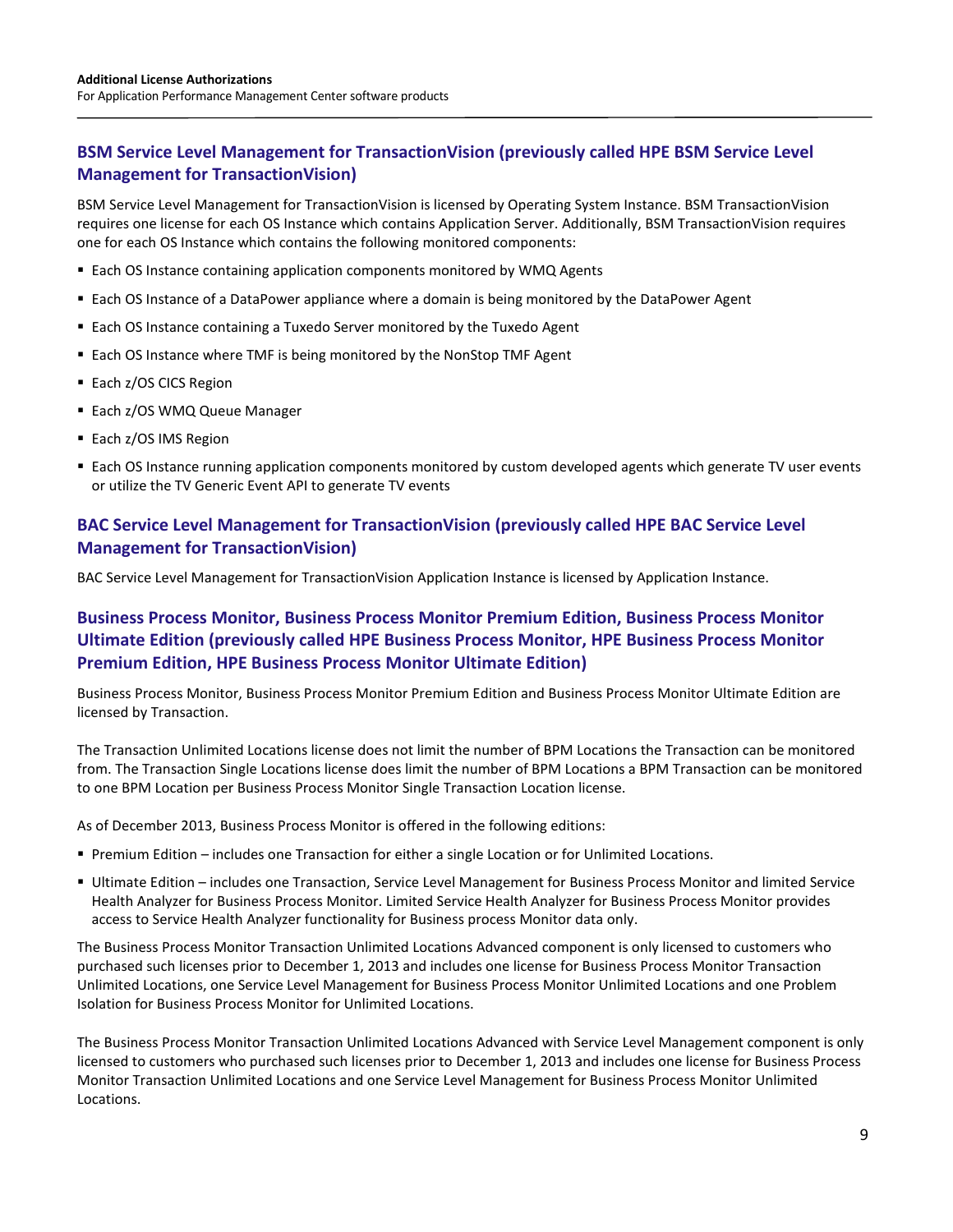## BSM Service Level Management for TransactionVision (previously called HPE BSM Service Level Management for TransactionVision)

BSM Service Level Management for TransactionVision is licensed by Operating System Instance. BSM TransactionVision requires one license for each OS Instance which contains Application Server. Additionally, BSM TransactionVision requires one for each OS Instance which contains the following monitored components:

- Each OS Instance containing application components monitored by WMQ Agents
- Each OS Instance of a DataPower appliance where a domain is being monitored by the DataPower Agent
- Each OS Instance containing a Tuxedo Server monitored by the Tuxedo Agent
- Each OS Instance where TMF is being monitored by the NonStop TMF Agent
- Each z/OS CICS Region
- Each z/OS WMQ Queue Manager
- Each z/OS IMS Region
- Each OS Instance running application components monitored by custom developed agents which generate TV user events or utilize the TV Generic Event API to generate TV events

## BAC Service Level Management for TransactionVision (previously called HPE BAC Service Level Management for TransactionVision)

BAC Service Level Management for TransactionVision Application Instance is licensed by Application Instance.

## Business Process Monitor, Business Process Monitor Premium Edition, Business Process Monitor Ultimate Edition (previously called HPE Business Process Monitor, HPE Business Process Monitor Premium Edition, HPE Business Process Monitor Ultimate Edition)

Business Process Monitor, Business Process Monitor Premium Edition and Business Process Monitor Ultimate Edition are licensed by Transaction.

The Transaction Unlimited Locations license does not limit the number of BPM Locations the Transaction can be monitored from. The Transaction Single Locations license does limit the number of BPM Locations a BPM Transaction can be monitored to one BPM Location per Business Process Monitor Single Transaction Location license.

As of December 2013, Business Process Monitor is offered in the following editions:

- Premium Edition – includes one Transaction for either a single Location or for Unlimited Locations.
- Ultimate Edition – includes one Transaction, Service Level Management for Business Process Monitor and limited Service Health Analyzer for Business Process Monitor. Limited Service Health Analyzer for Business Process Monitor provides access to Service Health Analyzer functionality for Business process Monitor data only.

The Business Process Monitor Transaction Unlimited Locations Advanced component is only licensed to customers who purchased such licenses prior to December 1, 2013 and includes one license for Business Process Monitor Transaction Unlimited Locations, one Service Level Management for Business Process Monitor Unlimited Locations and one Problem Isolation for Business Process Monitor for Unlimited Locations.

The Business Process Monitor Transaction Unlimited Locations Advanced with Service Level Management component is only licensed to customers who purchased such licenses prior to December 1, 2013 and includes one license for Business Process Monitor Transaction Unlimited Locations and one Service Level Management for Business Process Monitor Unlimited Locations.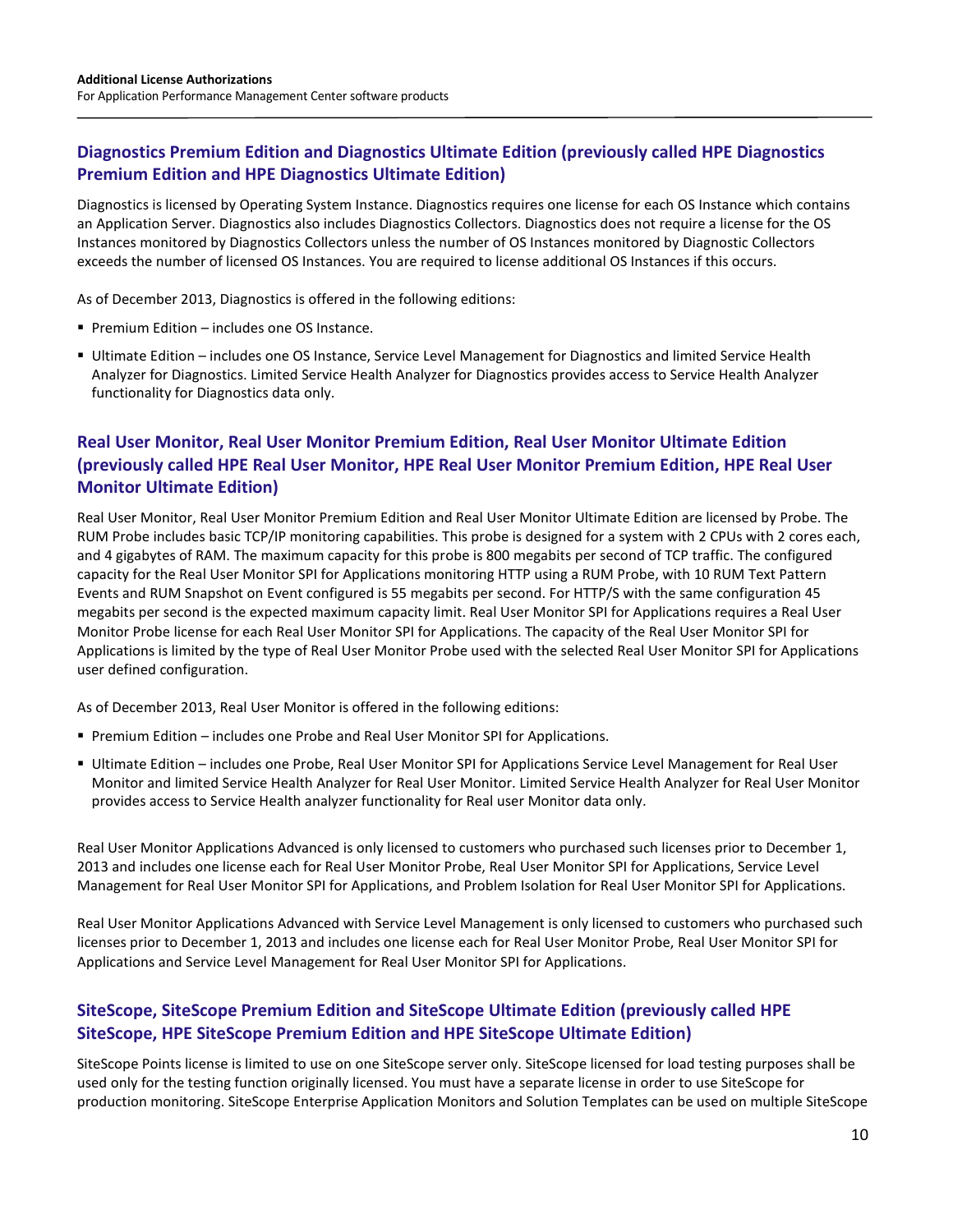## Diagnostics Premium Edition and Diagnostics Ultimate Edition (previously called HPE Diagnostics Premium Edition and HPE Diagnostics Ultimate Edition)

Diagnostics is licensed by Operating System Instance. Diagnostics requires one license for each OS Instance which contains an Application Server. Diagnostics also includes Diagnostics Collectors. Diagnostics does not require a license for the OS Instances monitored by Diagnostics Collectors unless the number of OS Instances monitored by Diagnostic Collectors exceeds the number of licensed OS Instances. You are required to license additional OS Instances if this occurs.

As of December 2013, Diagnostics is offered in the following editions:

- Premium Edition – includes one OS Instance.
- Ultimate Edition – includes one OS Instance, Service Level Management for Diagnostics and limited Service Health Analyzer for Diagnostics. Limited Service Health Analyzer for Diagnostics provides access to Service Health Analyzer functionality for Diagnostics data only.

## Real User Monitor, Real User Monitor Premium Edition, Real User Monitor Ultimate Edition (previously called HPE Real User Monitor, HPE Real User Monitor Premium Edition, HPE Real User Monitor Ultimate Edition)

Real User Monitor, Real User Monitor Premium Edition and Real User Monitor Ultimate Edition are licensed by Probe. The RUM Probe includes basic TCP/IP monitoring capabilities. This probe is designed for a system with 2 CPUs with 2 cores each, and 4 gigabytes of RAM. The maximum capacity for this probe is 800 megabits per second of TCP traffic. The configured capacity for the Real User Monitor SPI for Applications monitoring HTTP using a RUM Probe, with 10 RUM Text Pattern Events and RUM Snapshot on Event configured is 55 megabits per second. For HTTP/S with the same configuration 45 megabits per second is the expected maximum capacity limit. Real User Monitor SPI for Applications requires a Real User Monitor Probe license for each Real User Monitor SPI for Applications. The capacity of the Real User Monitor SPI for Applications is limited by the type of Real User Monitor Probe used with the selected Real User Monitor SPI for Applications user defined configuration.

As of December 2013, Real User Monitor is offered in the following editions:

- Premium Edition – includes one Probe and Real User Monitor SPI for Applications.
- Ultimate Edition – includes one Probe, Real User Monitor SPI for Applications Service Level Management for Real User Monitor and limited Service Health Analyzer for Real User Monitor. Limited Service Health Analyzer for Real User Monitor provides access to Service Health analyzer functionality for Real user Monitor data only.

Real User Monitor Applications Advanced is only licensed to customers who purchased such licenses prior to December 1, 2013 and includes one license each for Real User Monitor Probe, Real User Monitor SPI for Applications, Service Level Management for Real User Monitor SPI for Applications, and Problem Isolation for Real User Monitor SPI for Applications.

Real User Monitor Applications Advanced with Service Level Management is only licensed to customers who purchased such licenses prior to December 1, 2013 and includes one license each for Real User Monitor Probe, Real User Monitor SPI for Applications and Service Level Management for Real User Monitor SPI for Applications.

## SiteScope, SiteScope Premium Edition and SiteScope Ultimate Edition (previously called HPE SiteScope, HPE SiteScope Premium Edition and HPE SiteScope Ultimate Edition)

SiteScope Points license is limited to use on one SiteScope server only. SiteScope licensed for load testing purposes shall be used only for the testing function originally licensed. You must have a separate license in order to use SiteScope for production monitoring. SiteScope Enterprise Application Monitors and Solution Templates can be used on multiple SiteScope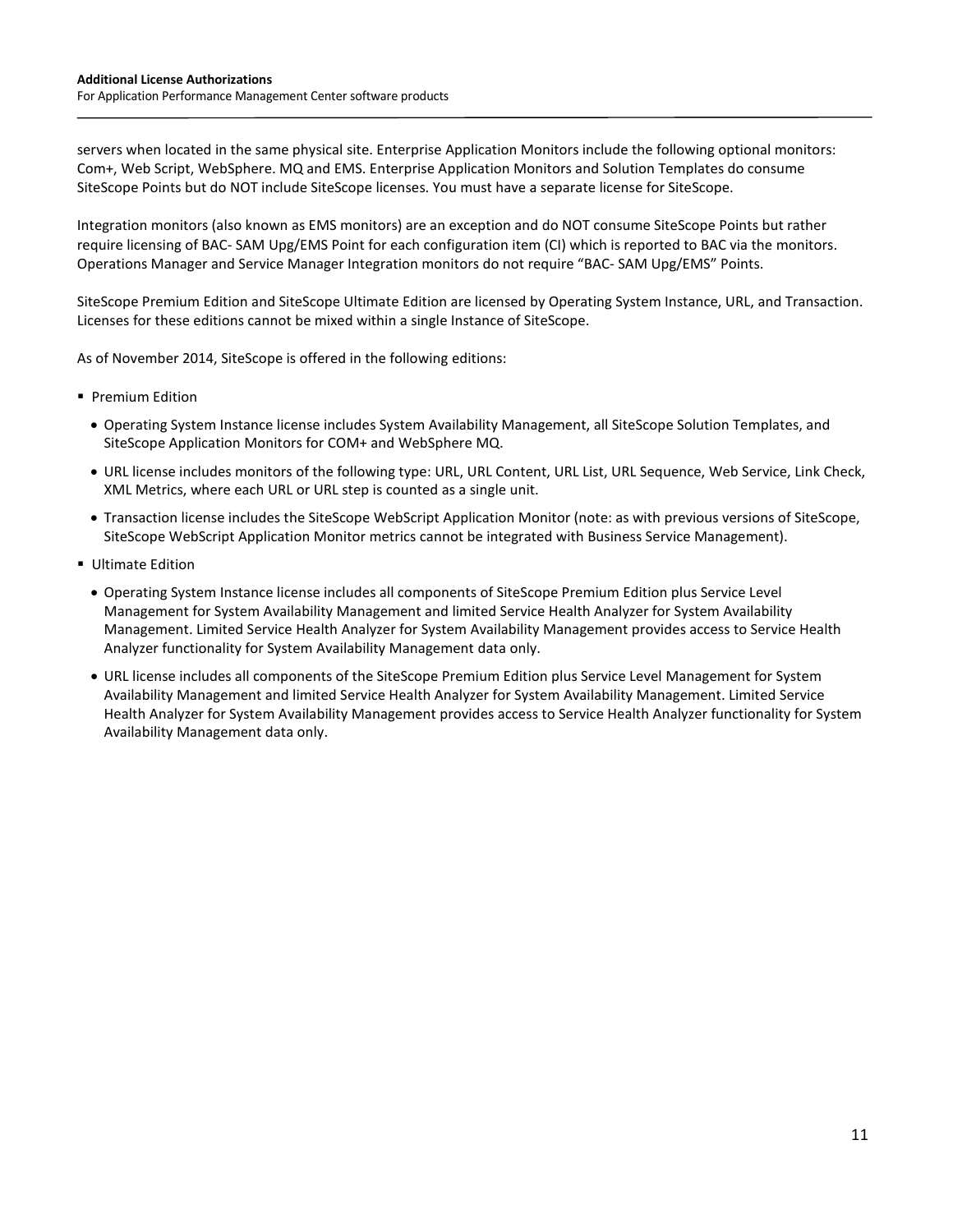servers when located in the same physical site. Enterprise Application Monitors include the following optional monitors: Com+, Web Script, WebSphere. MQ and EMS. Enterprise Application Monitors and Solution Templates do consume SiteScope Points but do NOT include SiteScope licenses. You must have a separate license for SiteScope.

Integration monitors (also known as EMS monitors) are an exception and do NOT consume SiteScope Points but rather require licensing of BAC- SAM Upg/EMS Point for each configuration item (CI) which is reported to BAC via the monitors. Operations Manager and Service Manager Integration monitors do not require "BAC- SAM Upg/EMS" Points.

SiteScope Premium Edition and SiteScope Ultimate Edition are licensed by Operating System Instance, URL, and Transaction. Licenses for these editions cannot be mixed within a single Instance of SiteScope.

As of November 2014, SiteScope is offered in the following editions:

- Premium Edition
  - Operating System Instance license includes System Availability Management, all SiteScope Solution Templates, and SiteScope Application Monitors for COM+ and WebSphere MQ.
  - URL license includes monitors of the following type: URL, URL Content, URL List, URL Sequence, Web Service, Link Check, XML Metrics, where each URL or URL step is counted as a single unit.
  - Transaction license includes the SiteScope WebScript Application Monitor (note: as with previous versions of SiteScope, SiteScope WebScript Application Monitor metrics cannot be integrated with Business Service Management).
- Ultimate Edition
  - Operating System Instance license includes all components of SiteScope Premium Edition plus Service Level Management for System Availability Management and limited Service Health Analyzer for System Availability Management. Limited Service Health Analyzer for System Availability Management provides access to Service Health Analyzer functionality for System Availability Management data only.
  - URL license includes all components of the SiteScope Premium Edition plus Service Level Management for System Availability Management and limited Service Health Analyzer for System Availability Management. Limited Service Health Analyzer for System Availability Management provides access to Service Health Analyzer functionality for System Availability Management data only.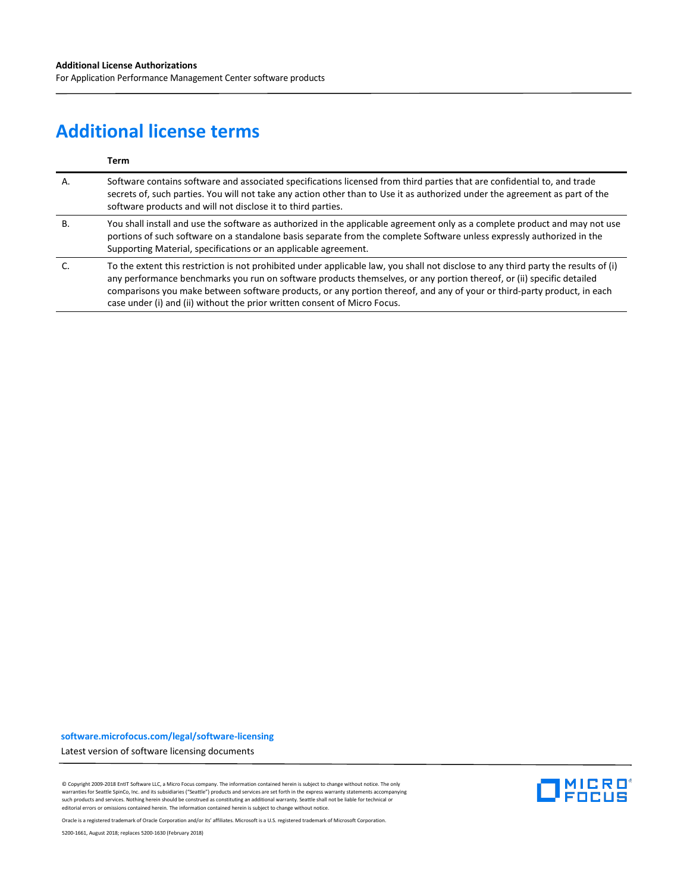## Additional license terms

| | Term |
|---|---|
| A. | Software contains software and associated specifications licensed from third parties that are confidential to, and trade secrets of, such parties. You will not take any action other than to Use it as authorized under the agreement as part of the software products and will not disclose it to third parties. |
| B. | You shall install and use the software as authorized in the applicable agreement only as a complete product and may not use portions of such software on a standalone basis separate from the complete Software unless expressly authorized in the Supporting Material, specifications or an applicable agreement. |
| C. | To the extent this restriction is not prohibited under applicable law, you shall not disclose to any third party the results of (i) any performance benchmarks you run on software products themselves, or any portion thereof, or (ii) specific detailed comparisons you make between software products, or any portion thereof, and any of your or third-party product, in each case under (i) and (ii) without the prior written consent of Micro Focus. |

**software.microfocus.com/legal/software-licensing**

Latest version of software licensing documents

© Copyright 2009-2018 EntIT Software LLC, a Micro Focus company. The information contained herein is subject to change without notice. The only warranties for Seattle SpinCo, Inc. and its subsidiaries ("Seattle") products and services are set forth in the express warranty statements accompanying such products and services. Nothing herein should be construed as constituting an additional warranty. Seattle shall not be liable for technical or editorial errors or omissions contained herein. The information contained herein is subject to change without notice.

Oracle is a registered trademark of Oracle Corporation and/or its' affiliates. Microsoft is a U.S. registered trademark of Microsoft Corporation.

5200-1661, August 2018; replaces 5200-1630 (February 2018)